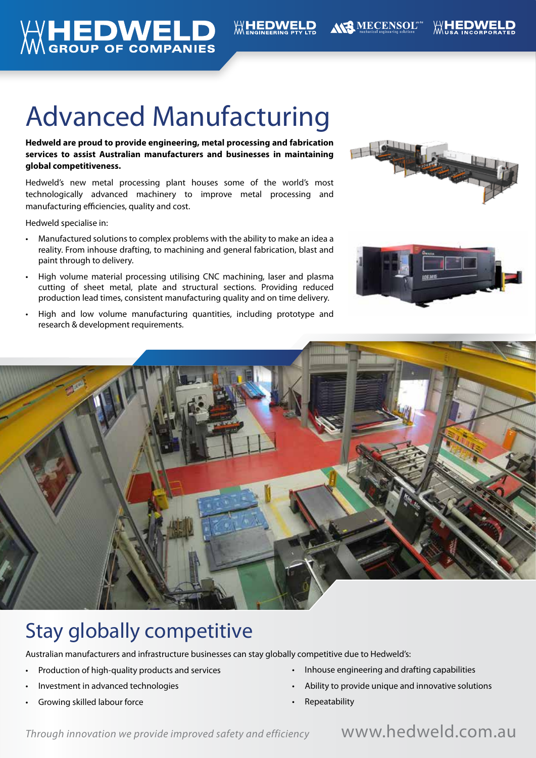# Advanced Manufacturing

**Hedweld are proud to provide engineering, metal processing and fabrication services to assist Australian manufacturers and businesses in maintaining global competitiveness.**

Hedweld's new metal processing plant houses some of the world's most technologically advanced machinery to improve metal processing and manufacturing efficiencies, quality and cost.

Hedweld specialise in:

- Manufactured solutions to complex problems with the ability to make an idea a reality. From inhouse drafting, to machining and general fabrication, blast and paint through to delivery.
- High volume material processing utilising CNC machining, laser and plasma cutting of sheet metal, plate and structural sections. Providing reduced production lead times, consistent manufacturing quality and on time delivery.
- High and low volume manufacturing quantities, including prototype and research & development requirements.

## Stay globally competitive

Australian manufacturers and infrastructure businesses can stay globally competitive due to Hedweld's:

- Production of high-quality products and services
- Investment in advanced technologies
- Growing skilled labour force
- Inhouse engineering and drafting capabilities
- Ability to provide unique and innovative solutions
- Repeatability

*Through innovation we provide improved safety and efficiency*

www.hedweld.com.au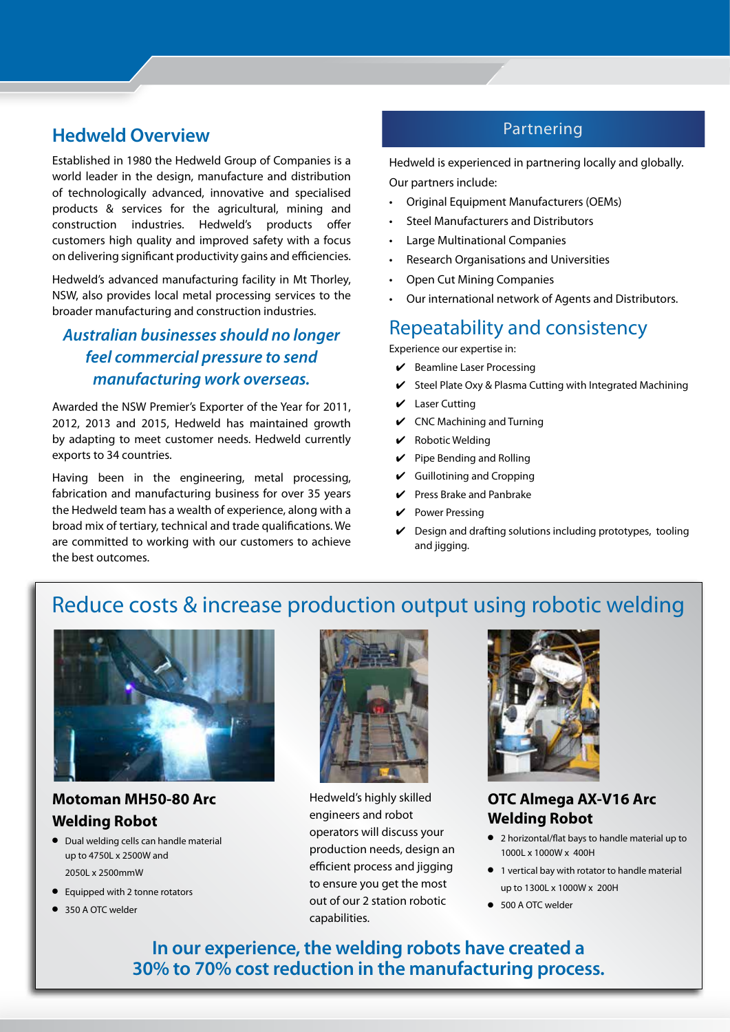## Hedweld Overview

Established in 1980 the Hedweld Group of Companies is a world leader in the design, manufacture and distribution of technologically advanced, innovative and specialised products & services for the agricultural, mining and construction industries. Hedweld's products offer customers high quality and improved safety with a focus on delivering significant productivity gains and efficiencies.

Hedweld's advanced manufacturing facility in Mt Thorley, NSW, also provides local metal processing services to the broader manufacturing and construction industries.

***Australian businesses should no longer feel commercial pressure to send manufacturing work overseas.***

Awarded the NSW Premier's Exporter of the Year for 2011, 2012, 2013 and 2015, Hedweld has maintained growth by adapting to meet customer needs. Hedweld currently exports to 34 countries.

Having been in the engineering, metal processing, fabrication and manufacturing business for over 35 years the Hedweld team has a wealth of experience, along with a broad mix of tertiary, technical and trade qualifications. We are committed to working with our customers to achieve the best outcomes.

## Partnering

Hedweld is experienced in partnering locally and globally.

Our partners include:

- Original Equipment Manufacturers (OEMs)
- Steel Manufacturers and Distributors
- Large Multinational Companies
- Research Organisations and Universities
- Open Cut Mining Companies
- Our international network of Agents and Distributors.

## Repeatability and consistency

Experience our expertise in:

- ✔ Beamline Laser Processing
- ✔ Steel Plate Oxy & Plasma Cutting with Integrated Machining
- ✔ Laser Cutting
- ✔ CNC Machining and Turning
- ✔ Robotic Welding
- ✔ Pipe Bending and Rolling
- ✔ Guillotining and Cropping
- ✔ Press Brake and Panbrake
- ✔ Power Pressing
- ✔ Design and drafting solutions including prototypes, tooling and jigging.

## Reduce costs & increase production output using robotic welding

### Motoman MH50-80 Arc Welding Robot

- Dual welding cells can handle material up to 4750L x 2500W and 2050L x 2500mmW
- Equipped with 2 tonne rotators
- 350 A OTC welder

Hedweld's highly skilled engineers and robot operators will discuss your production needs, design an efficient process and jigging to ensure you get the most out of our 2 station robotic capabilities.

### OTC Almega AX-V16 Arc Welding Robot

- 2 horizontal/flat bays to handle material up to 1000L x 1000W x 400H
- 1 vertical bay with rotator to handle material up to 1300L x 1000W x 200H
- 500 A OTC welder

**In our experience, the welding robots have created a 30% to 70% cost reduction in the manufacturing process.**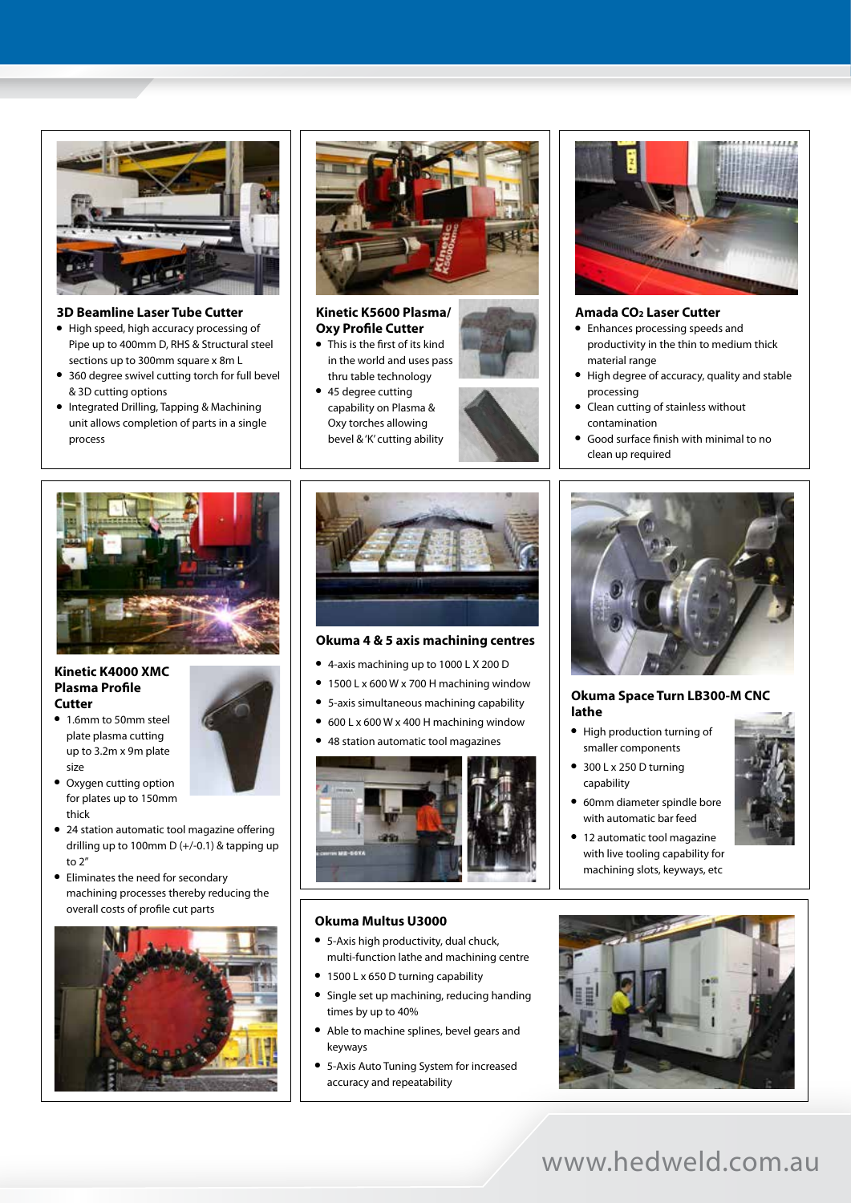### 3D Beamline Laser Tube Cutter

- High speed, high accuracy processing of Pipe up to 400mm D, RHS & Structural steel sections up to 300mm square x 8m L
- 360 degree swivel cutting torch for full bevel & 3D cutting options
- Integrated Drilling, Tapping & Machining unit allows completion of parts in a single process

### Kinetic K5600 Plasma/ Oxy Profile Cutter

- This is the first of its kind in the world and uses pass thru table technology
- 45 degree cutting capability on Plasma & Oxy torches allowing bevel & 'K' cutting ability

### Amada $CO_2$ Laser Cutter

- Enhances processing speeds and productivity in the thin to medium thick material range
- High degree of accuracy, quality and stable processing
- Clean cutting of stainless without contamination
- Good surface finish with minimal to no clean up required

### Kinetic K4000 XMC Plasma Profile Cutter

- 1.6mm to 50mm steel plate plasma cutting up to 3.2m x 9m plate size
- Oxygen cutting option for plates up to 150mm thick
- 24 station automatic tool magazine offering drilling up to 100mm D (+/-0.1) & tapping up to 2"
- Eliminates the need for secondary machining processes thereby reducing the overall costs of profile cut parts

### Okuma 4 & 5 axis machining centres

- 4-axis machining up to 1000 L X 200 D
- 1500 L x 600 W x 700 H machining window
- 5-axis simultaneous machining capability
- 600 L x 600 W x 400 H machining window
- 48 station automatic tool magazines

### Okuma Space Turn LB300-M CNC lathe

- High production turning of smaller components
- 300 L x 250 D turning capability
- 60mm diameter spindle bore with automatic bar feed
- 12 automatic tool magazine with live tooling capability for machining slots, keyways, etc

### Okuma Multus U3000

- 5-Axis high productivity, dual chuck, multi-function lathe and machining centre
- 1500 L x 650 D turning capability
- Single set up machining, reducing handing times by up to 40%
- Able to machine splines, bevel gears and keyways
- 5-Axis Auto Tuning System for increased accuracy and repeatability

www.hedweld.com.au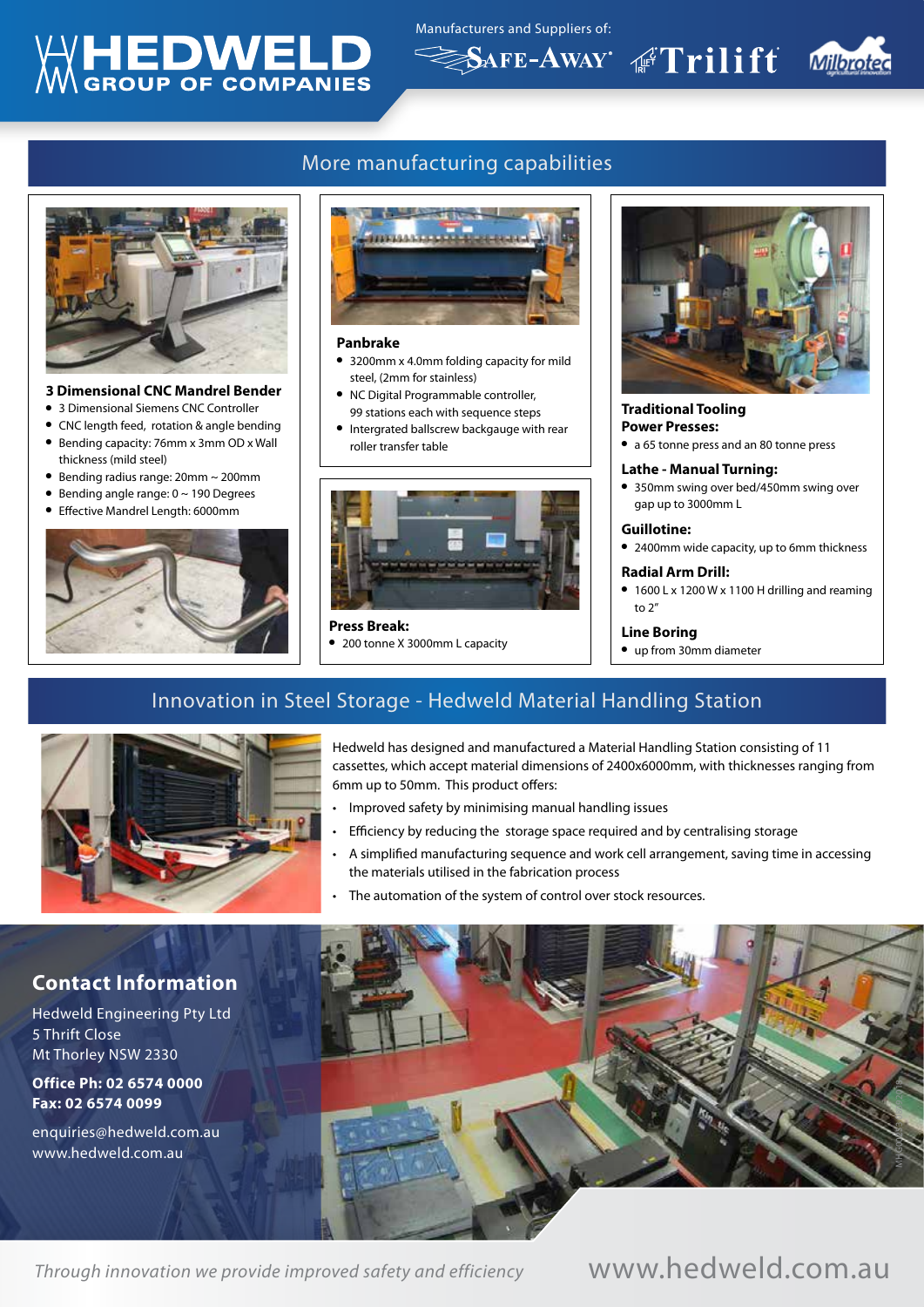# HEDWELD GROUP OF COMPANIES

Manufacturers and Suppliers of: SAFE-AWAY · Trilift · Milbrotec

## More manufacturing capabilities

### 3 Dimensional CNC Mandrel Bender

- 3 Dimensional Siemens CNC Controller
- CNC length feed, rotation & angle bending
- Bending capacity: 76mm x 3mm OD x Wall thickness (mild steel)
- Bending radius range: 20mm ~ 200mm
- Bending angle range: 0 ~ 190 Degrees
- Effective Mandrel Length: 6000mm

### Panbrake

- 3200mm x 4.0mm folding capacity for mild steel, (2mm for stainless)
- NC Digital Programmable controller, 99 stations each with sequence steps
- Intergrated ballscrew backgauge with rear roller transfer table

### Press Break:

- 200 tonne X 3000mm L capacity

### Traditional Tooling

**Power Presses:**

- a 65 tonne press and an 80 tonne press

**Lathe - Manual Turning:**

- 350mm swing over bed/450mm swing over gap up to 3000mm L

**Guillotine:**

- 2400mm wide capacity, up to 6mm thickness

**Radial Arm Drill:**

- 1600 L x 1200 W x 1100 H drilling and reaming to 2"

**Line Boring**

- up from 30mm diameter

## Innovation in Steel Storage - Hedweld Material Handling Station

Hedweld has designed and manufactured a Material Handling Station consisting of 11 cassettes, which accept material dimensions of 2400x6000mm, with thicknesses ranging from 6mm up to 50mm. This product offers:

- Improved safety by minimising manual handling issues
- Efficiency by reducing the storage space required and by centralising storage
- A simplified manufacturing sequence and work cell arrangement, saving time in accessing the materials utilised in the fabrication process
- The automation of the system of control over stock resources.

## Contact Information

Hedweld Engineering Pty Ltd
5 Thrift Close
Mt Thorley NSW 2330

**Office Ph: 02 6574 0000**
**Fax: 02 6574 0099**

enquiries@hedweld.com.au
www.hedweld.com.au

*Through innovation we provide improved safety and efficiency*

www.hedweld.com.au